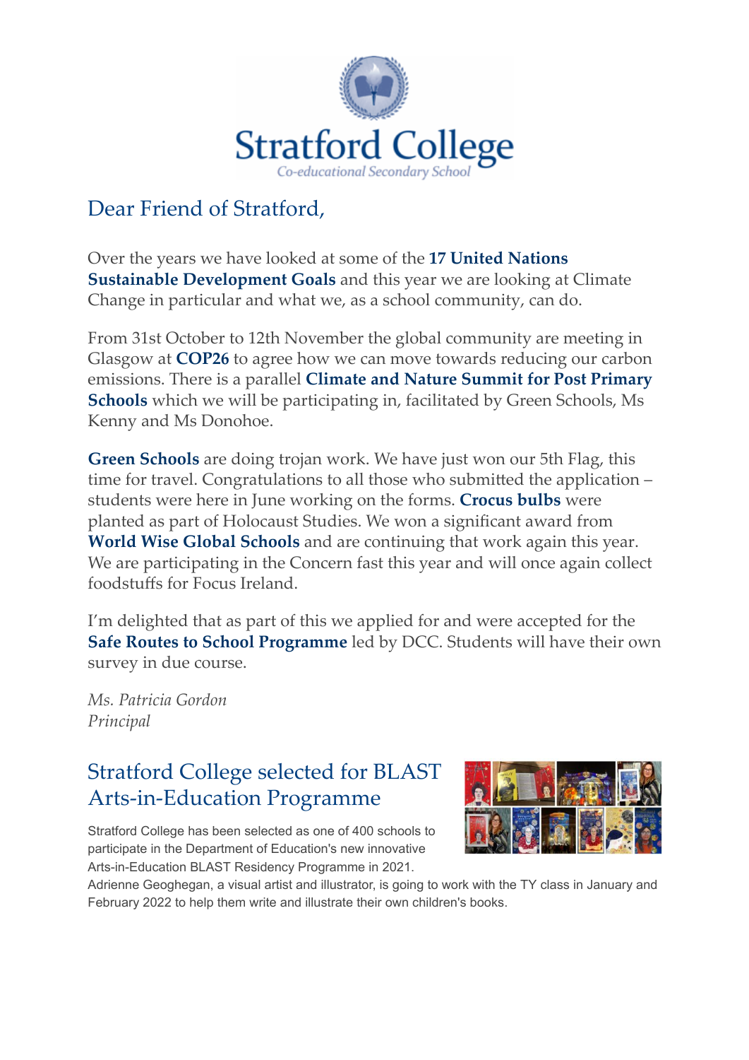# Stratford College

Co-educational Secondary School

## Dear Friend of Stratford,

Over the years we have looked at some of the **17 United Nations Sustainable Development Goals** and this year we are looking at Climate Change in particular and what we, as a school community, can do.

From 31st October to 12th November the global community are meeting in Glasgow at **COP26** to agree how we can move towards reducing our carbon emissions. There is a parallel **Climate and Nature Summit for Post Primary Schools** which we will be participating in, facilitated by Green Schools, Ms Kenny and Ms Donohoe.

**Green Schools** are doing trojan work. We have just won our 5th Flag, this time for travel. Congratulations to all those who submitted the application – students were here in June working on the forms. **Crocus bulbs** were planted as part of Holocaust Studies. We won a significant award from **World Wise Global Schools** and are continuing that work again this year. We are participating in the Concern fast this year and will once again collect foodstuffs for Focus Ireland.

I'm delighted that as part of this we applied for and were accepted for the **Safe Routes to School Programme** led by DCC. Students will have their own survey in due course.

*Ms. Patricia Gordon*
*Principal*

## Stratford College selected for BLAST Arts-in-Education Programme

Stratford College has been selected as one of 400 schools to participate in the Department of Education's new innovative Arts-in-Education BLAST Residency Programme in 2021. Adrienne Geoghegan, a visual artist and illustrator, is going to work with the TY class in January and February 2022 to help them write and illustrate their own children's books.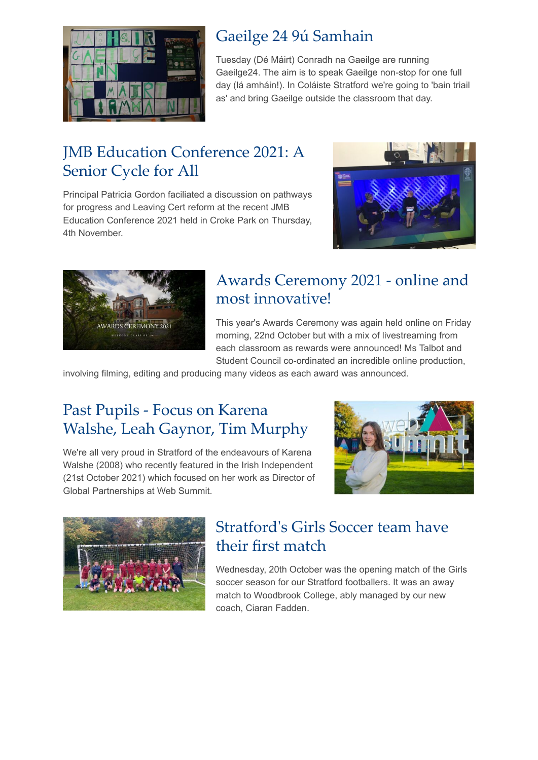## Gaeilge 24 9ú Samhain

Tuesday (Dé Máirt) Conradh na Gaeilge are running Gaeilge24. The aim is to speak Gaeilge non-stop for one full day (lá amháin!). In Coláiste Stratford we're going to 'bain triail as' and bring Gaeilge outside the classroom that day.

## JMB Education Conference 2021: A Senior Cycle for All

Principal Patricia Gordon faciliated a discussion on pathways for progress and Leaving Cert reform at the recent JMB Education Conference 2021 held in Croke Park on Thursday, 4th November.

## Awards Ceremony 2021 - online and most innovative!

This year's Awards Ceremony was again held online on Friday morning, 22nd October but with a mix of livestreaming from each classroom as rewards were announced! Ms Talbot and Student Council co-ordinated an incredible online production, involving filming, editing and producing many videos as each award was announced.

## Past Pupils - Focus on Karena Walshe, Leah Gaynor, Tim Murphy

We're all very proud in Stratford of the endeavours of Karena Walshe (2008) who recently featured in the Irish Independent (21st October 2021) which focused on her work as Director of Global Partnerships at Web Summit.

## Stratford's Girls Soccer team have their first match

Wednesday, 20th October was the opening match of the Girls soccer season for our Stratford footballers. It was an away match to Woodbrook College, ably managed by our new coach, Ciaran Fadden.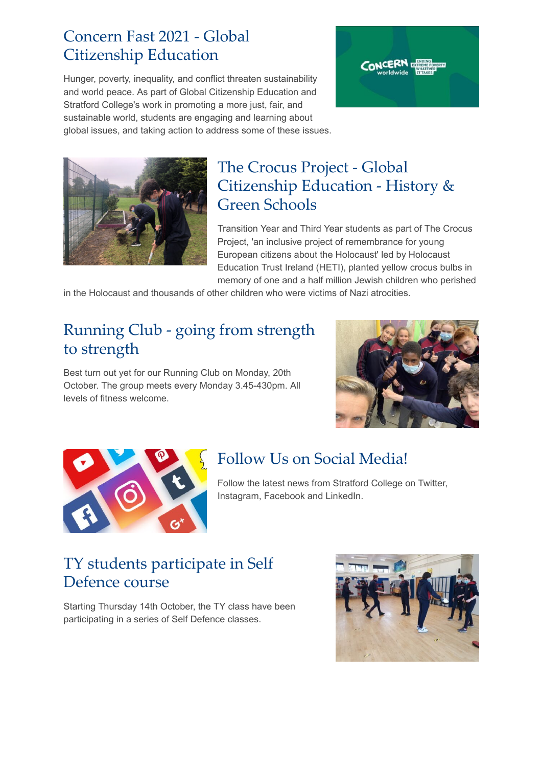## Concern Fast 2021 - Global Citizenship Education

Hunger, poverty, inequality, and conflict threaten sustainability and world peace. As part of Global Citizenship Education and Stratford College's work in promoting a more just, fair, and sustainable world, students are engaging and learning about global issues, and taking action to address some of these issues.

## The Crocus Project - Global Citizenship Education - History & Green Schools

Transition Year and Third Year students as part of The Crocus Project, 'an inclusive project of remembrance for young European citizens about the Holocaust' led by Holocaust Education Trust Ireland (HETI), planted yellow crocus bulbs in memory of one and a half million Jewish children who perished in the Holocaust and thousands of other children who were victims of Nazi atrocities.

## Running Club - going from strength to strength

Best turn out yet for our Running Club on Monday, 20th October. The group meets every Monday 3.45-430pm. All levels of fitness welcome.

## Follow Us on Social Media!

Follow the latest news from Stratford College on Twitter, Instagram, Facebook and LinkedIn.

## TY students participate in Self Defence course

Starting Thursday 14th October, the TY class have been participating in a series of Self Defence classes.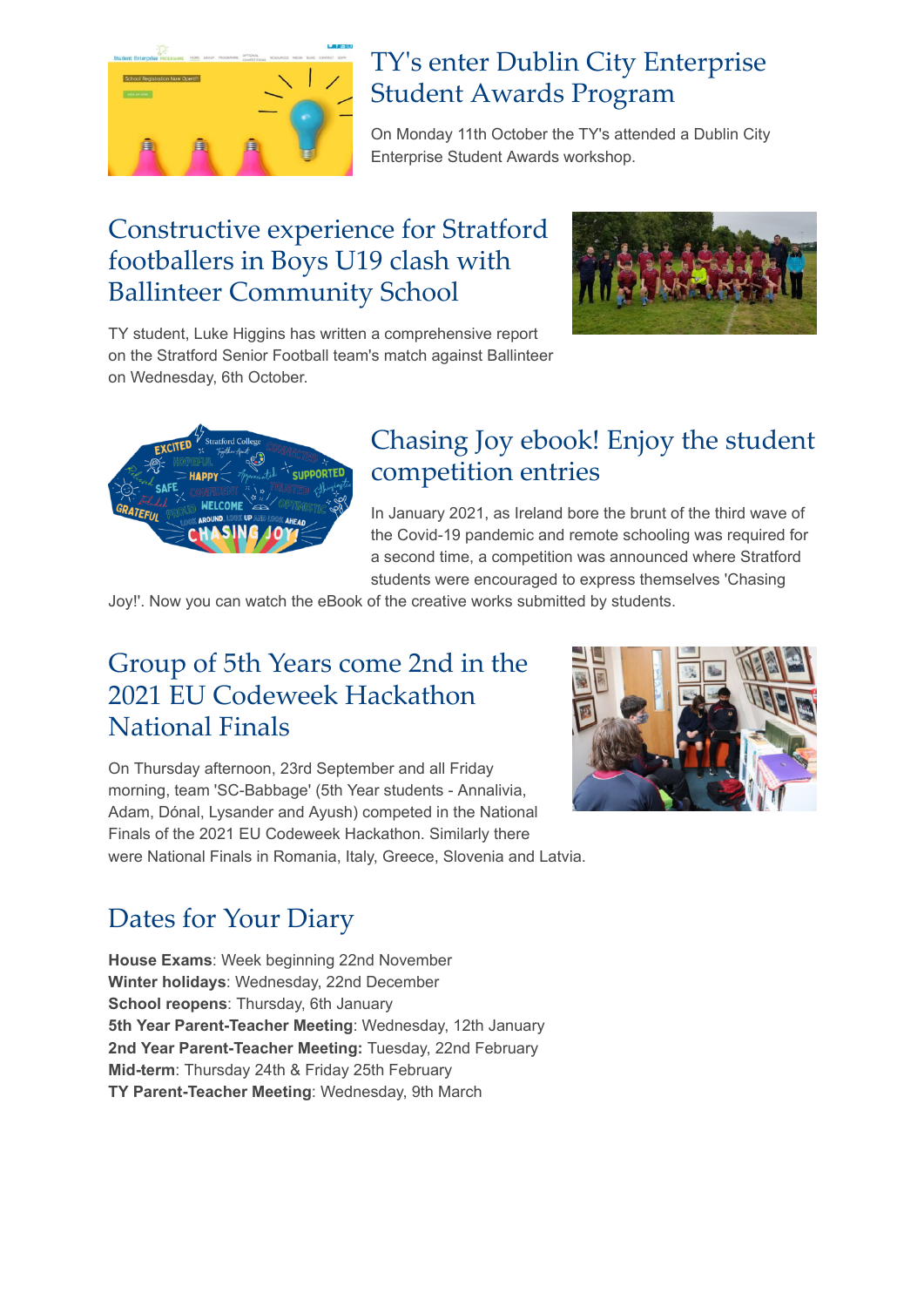## TY's enter Dublin City Enterprise Student Awards Program

On Monday 11th October the TY's attended a Dublin City Enterprise Student Awards workshop.

## Constructive experience for Stratford footballers in Boys U19 clash with Ballinteer Community School

TY student, Luke Higgins has written a comprehensive report on the Stratford Senior Football team's match against Ballinteer on Wednesday, 6th October.

## Chasing Joy ebook! Enjoy the student competition entries

In January 2021, as Ireland bore the brunt of the third wave of the Covid-19 pandemic and remote schooling was required for a second time, a competition was announced where Stratford students were encouraged to express themselves 'Chasing Joy!'. Now you can watch the eBook of the creative works submitted by students.

## Group of 5th Years come 2nd in the 2021 EU Codeweek Hackathon National Finals

On Thursday afternoon, 23rd September and all Friday morning, team 'SC-Babbage' (5th Year students - Annalivia, Adam, Dónal, Lysander and Ayush) competed in the National Finals of the 2021 EU Codeweek Hackathon. Similarly there were National Finals in Romania, Italy, Greece, Slovenia and Latvia.

## Dates for Your Diary

**House Exams**: Week beginning 22nd November
**Winter holidays**: Wednesday, 22nd December
**School reopens**: Thursday, 6th January
**5th Year Parent-Teacher Meeting**: Wednesday, 12th January
**2nd Year Parent-Teacher Meeting:** Tuesday, 22nd February
**Mid-term**: Thursday 24th & Friday 25th February
**TY Parent-Teacher Meeting**: Wednesday, 9th March